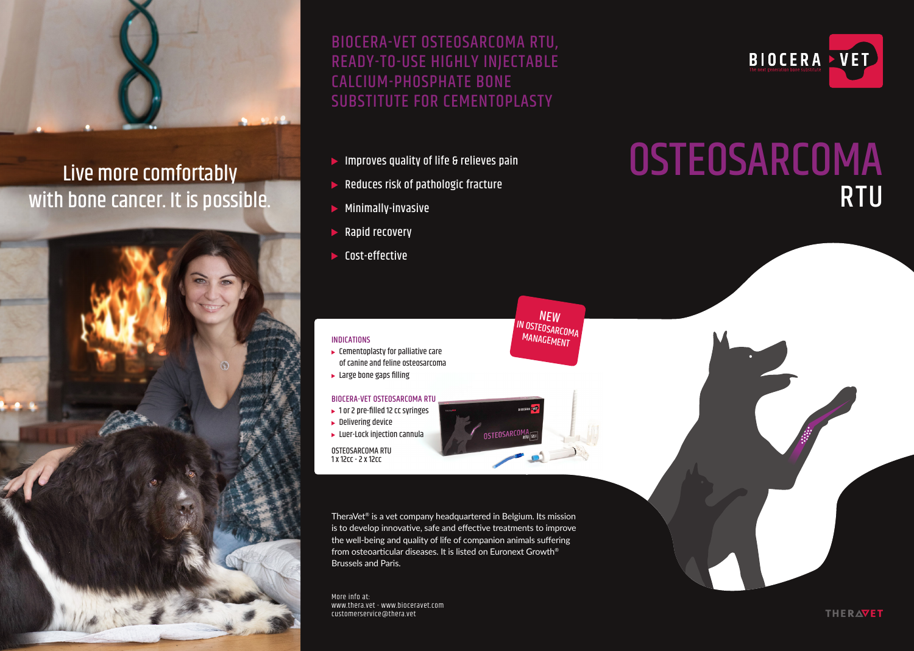Live more comfortably with bone cancer. It is possible.

BIOCERA-VET OSTEOSARCOMA RTU, READY-TO-USE HIGHLY INJECTABLE CALCIUM-PHOSPHATE BONE SUBSTITUTE FOR CEMENTOPLASTY

BIOCERA ▸ VET
The next generation bone substitute

- Improves quality of life & relieves pain
- Reduces risk of pathologic fracture
- Minimally-invasive
- Rapid recovery
- Cost-effective

# OSTEOSARCOMA RTU

NEW IN OSTEOSARCOMA MANAGEMENT

### INDICATIONS

- Cementoplasty for palliative care of canine and feline osteosarcoma
- Large bone gaps filling

### BIOCERA-VET OSTEOSARCOMA RTU

- 1 or 2 pre-filled 12 cc syringes
- Delivering device
- Luer-Lock injection cannula

OSTEOSARCOMA RTU
1 x 12cc - 2 x 12cc

TheraVet® is a vet company headquartered in Belgium. Its mission is to develop innovative, safe and effective treatments to improve the well-being and quality of life of companion animals suffering from osteoarticular diseases. It is listed on Euronext Growth® Brussels and Paris.

More info at:
www.thera.vet · www.bioceravet.com
customerservice@thera.vet

THERAVET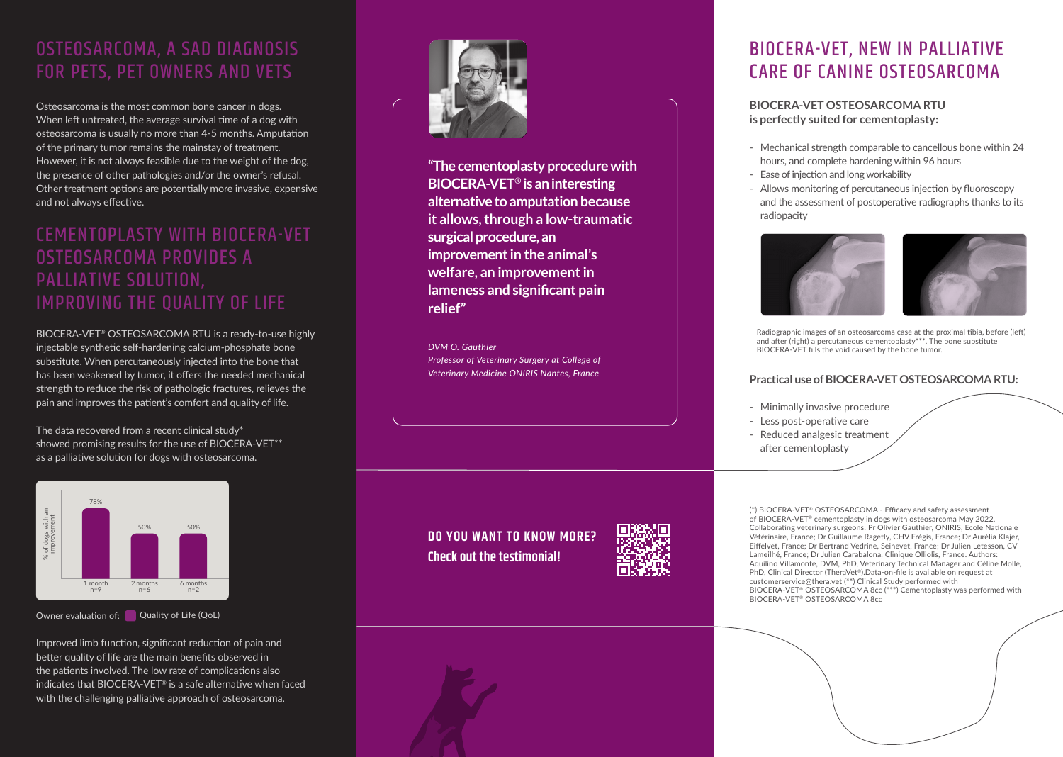# OSTEOSARCOMA, A SAD DIAGNOSIS FOR PETS, PET OWNERS AND VETS

Osteosarcoma is the most common bone cancer in dogs. When left untreated, the average survival time of a dog with osteosarcoma is usually no more than 4-5 months. Amputation of the primary tumor remains the mainstay of treatment. However, it is not always feasible due to the weight of the dog, the presence of other pathologies and/or the owner's refusal. Other treatment options are potentially more invasive, expensive and not always effective.

# CEMENTOPLASTY WITH BIOCERA-VET OSTEOSARCOMA PROVIDES A PALLIATIVE SOLUTION, IMPROVING THE QUALITY OF LIFE

BIOCERA-VET® OSTEOSARCOMA RTU is a ready-to-use highly injectable synthetic self-hardening calcium-phosphate bone substitute. When percutaneously injected into the bone that has been weakened by tumor, it offers the needed mechanical strength to reduce the risk of pathologic fractures, relieves the pain and improves the patient's comfort and quality of life.

The data recovered from a recent clinical study* showed promising results for the use of BIOCERA-VET** as a palliative solution for dogs with osteosarcoma.

% of dogs with an improvement

78%

50%

50%

1 month n=9

2 months n=6

6 months n=2

Owner evaluation of: Quality of Life (QoL)

Improved limb function, significant reduction of pain and better quality of life are the main benefits observed in the patients involved. The low rate of complications also indicates that BIOCERA-VET® is a safe alternative when faced with the challenging palliative approach of osteosarcoma.

**"The cementoplasty procedure with BIOCERA-VET® is an interesting alternative to amputation because it allows, through a low-traumatic surgical procedure, an improvement in the animal's welfare, an improvement in lameness and significant pain relief"**

*DVM O. Gauthier*
*Professor of Veterinary Surgery at College of Veterinary Medicine ONIRIS Nantes, France*

**DO YOU WANT TO KNOW MORE? Check out the testimonial!**

# BIOCERA-VET, NEW IN PALLIATIVE CARE OF CANINE OSTEOSARCOMA

### BIOCERA-VET OSTEOSARCOMA RTU is perfectly suited for cementoplasty:

- Mechanical strength comparable to cancellous bone within 24 hours, and complete hardening within 96 hours
- Ease of injection and long workability
- Allows monitoring of percutaneous injection by fluoroscopy and the assessment of postoperative radiographs thanks to its radiopacity

Radiographic images of an osteosarcoma case at the proximal tibia, before (left) and after (right) a percutaneous cementoplasty***. The bone substitute BIOCERA-VET fills the void caused by the bone tumor.

### Practical use of BIOCERA-VET OSTEOSARCOMA RTU:

- Minimally invasive procedure
- Less post-operative care
- Reduced analgesic treatment after cementoplasty

(*) BIOCERA-VET® OSTEOSARCOMA - Efficacy and safety assessment of BIOCERA-VET® cementoplasty in dogs with osteosarcoma May 2022. Collaborating veterinary surgeons: Pr Olivier Gauthier, ONIRIS, Ecole Nationale Vétérinaire, France; Dr Guillaume Ragetly, CHV Frégis, France; Dr Aurélia Klajer, Eiffelvet, France; Dr Bertrand Vedrine, Seinevet, France; Dr Julien Letesson, CV Lameilhé, France; Dr Julien Carabalona, Clinique Olliolis, France. Authors: Aquilino Villamonte, DVM, PhD, Veterinary Technical Manager and Céline Molle, PhD, Clinical Director (TheraVet®).Data-on-file is available on request at customerservice@thera.vet (**) Clinical Study performed with BIOCERA-VET® OSTEOSARCOMA 8cc (***) Cementoplasty was performed with BIOCERA-VET® OSTEOSARCOMA 8cc